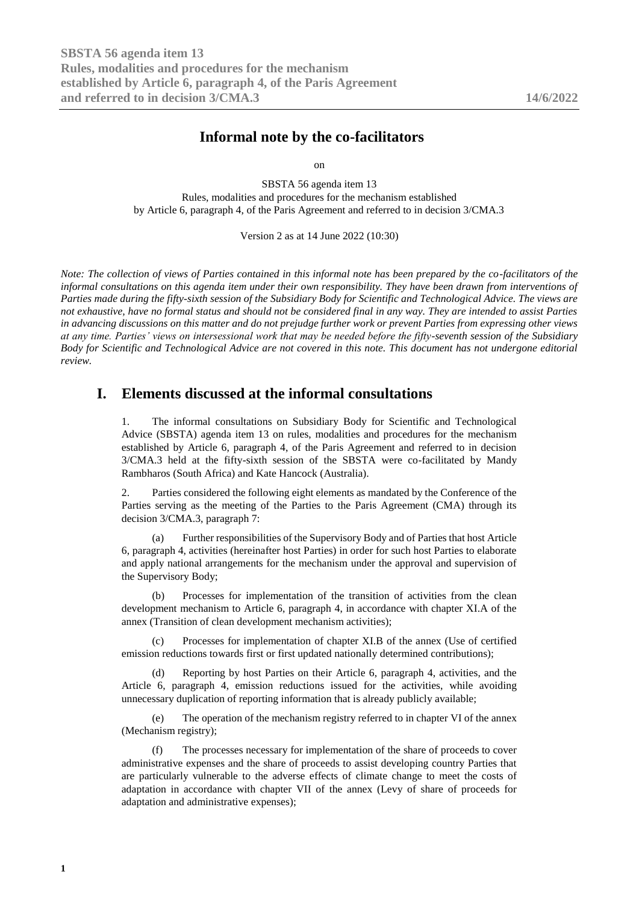# Informal note by the co-facilitators

on

SBSTA 56 agenda item 13
Rules, modalities and procedures for the mechanism established by Article 6, paragraph 4, of the Paris Agreement and referred to in decision 3/CMA.3

Version 2 as at 14 June 2022 (10:30)

*Note: The collection of views of Parties contained in this informal note has been prepared by the co-facilitators of the informal consultations on this agenda item under their own responsibility. They have been drawn from interventions of Parties made during the fifty-sixth session of the Subsidiary Body for Scientific and Technological Advice. The views are not exhaustive, have no formal status and should not be considered final in any way. They are intended to assist Parties in advancing discussions on this matter and do not prejudge further work or prevent Parties from expressing other views at any time. Parties' views on intersessional work that may be needed before the fifty-seventh session of the Subsidiary Body for Scientific and Technological Advice are not covered in this note. This document has not undergone editorial review.*

## I. Elements discussed at the informal consultations

1. The informal consultations on Subsidiary Body for Scientific and Technological Advice (SBSTA) agenda item 13 on rules, modalities and procedures for the mechanism established by Article 6, paragraph 4, of the Paris Agreement and referred to in decision 3/CMA.3 held at the fifty-sixth session of the SBSTA were co-facilitated by Mandy Rambharos (South Africa) and Kate Hancock (Australia).

2. Parties considered the following eight elements as mandated by the Conference of the Parties serving as the meeting of the Parties to the Paris Agreement (CMA) through its decision 3/CMA.3, paragraph 7:

(a) Further responsibilities of the Supervisory Body and of Parties that host Article 6, paragraph 4, activities (hereinafter host Parties) in order for such host Parties to elaborate and apply national arrangements for the mechanism under the approval and supervision of the Supervisory Body;

(b) Processes for implementation of the transition of activities from the clean development mechanism to Article 6, paragraph 4, in accordance with chapter XI.A of the annex (Transition of clean development mechanism activities);

(c) Processes for implementation of chapter XI.B of the annex (Use of certified emission reductions towards first or first updated nationally determined contributions);

(d) Reporting by host Parties on their Article 6, paragraph 4, activities, and the Article 6, paragraph 4, emission reductions issued for the activities, while avoiding unnecessary duplication of reporting information that is already publicly available;

(e) The operation of the mechanism registry referred to in chapter VI of the annex (Mechanism registry);

(f) The processes necessary for implementation of the share of proceeds to cover administrative expenses and the share of proceeds to assist developing country Parties that are particularly vulnerable to the adverse effects of climate change to meet the costs of adaptation in accordance with chapter VII of the annex (Levy of share of proceeds for adaptation and administrative expenses);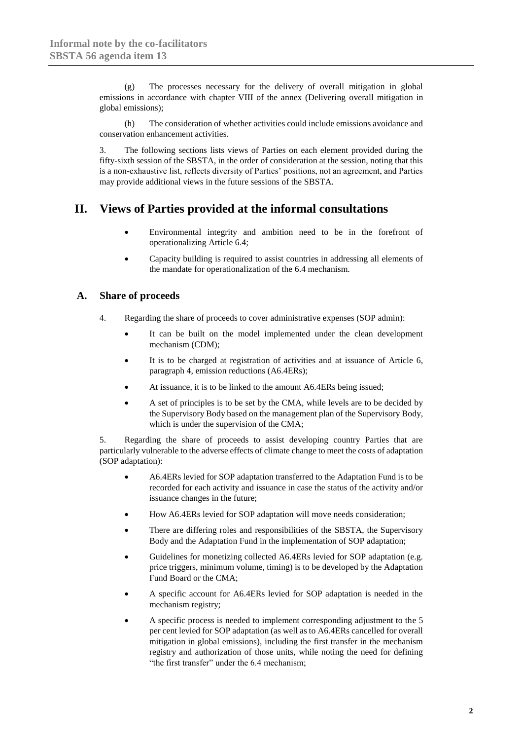(g) The processes necessary for the delivery of overall mitigation in global emissions in accordance with chapter VIII of the annex (Delivering overall mitigation in global emissions);

(h) The consideration of whether activities could include emissions avoidance and conservation enhancement activities.

3. The following sections lists views of Parties on each element provided during the fifty-sixth session of the SBSTA, in the order of consideration at the session, noting that this is a non-exhaustive list, reflects diversity of Parties' positions, not an agreement, and Parties may provide additional views in the future sessions of the SBSTA.

# II. Views of Parties provided at the informal consultations

- Environmental integrity and ambition need to be in the forefront of operationalizing Article 6.4;
- Capacity building is required to assist countries in addressing all elements of the mandate for operationalization of the 6.4 mechanism.

## A. Share of proceeds

4. Regarding the share of proceeds to cover administrative expenses (SOP admin):

- It can be built on the model implemented under the clean development mechanism (CDM);
- It is to be charged at registration of activities and at issuance of Article 6, paragraph 4, emission reductions (A6.4ERs);
- At issuance, it is to be linked to the amount A6.4ERs being issued;
- A set of principles is to be set by the CMA, while levels are to be decided by the Supervisory Body based on the management plan of the Supervisory Body, which is under the supervision of the CMA;

5. Regarding the share of proceeds to assist developing country Parties that are particularly vulnerable to the adverse effects of climate change to meet the costs of adaptation (SOP adaptation):

- A6.4ERs levied for SOP adaptation transferred to the Adaptation Fund is to be recorded for each activity and issuance in case the status of the activity and/or issuance changes in the future;
- How A6.4ERs levied for SOP adaptation will move needs consideration;
- There are differing roles and responsibilities of the SBSTA, the Supervisory Body and the Adaptation Fund in the implementation of SOP adaptation;
- Guidelines for monetizing collected A6.4ERs levied for SOP adaptation (e.g. price triggers, minimum volume, timing) is to be developed by the Adaptation Fund Board or the CMA;
- A specific account for A6.4ERs levied for SOP adaptation is needed in the mechanism registry;
- A specific process is needed to implement corresponding adjustment to the 5 per cent levied for SOP adaptation (as well as to A6.4ERs cancelled for overall mitigation in global emissions), including the first transfer in the mechanism registry and authorization of those units, while noting the need for defining "the first transfer" under the 6.4 mechanism;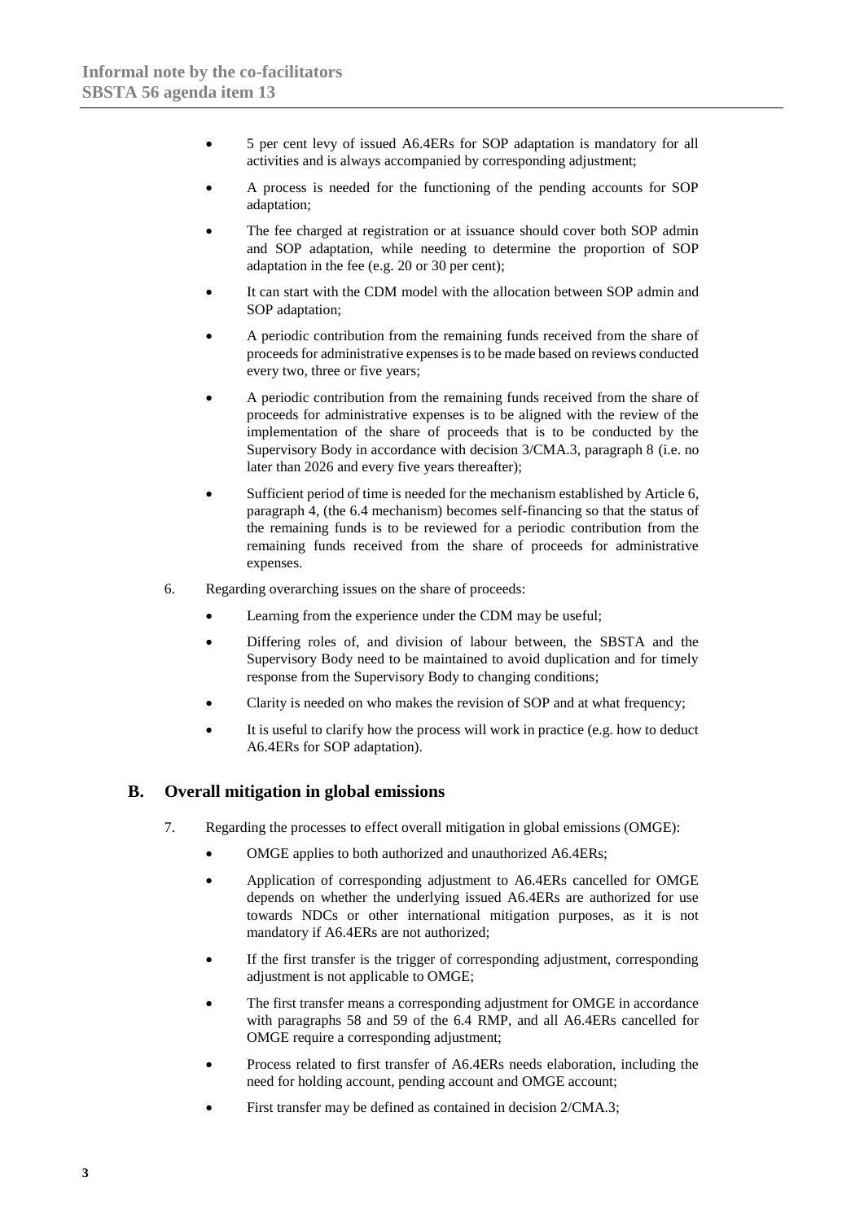- 5 per cent levy of issued A6.4ERs for SOP adaptation is mandatory for all activities and is always accompanied by corresponding adjustment;
- A process is needed for the functioning of the pending accounts for SOP adaptation;
- The fee charged at registration or at issuance should cover both SOP admin and SOP adaptation, while needing to determine the proportion of SOP adaptation in the fee (e.g. 20 or 30 per cent);
- It can start with the CDM model with the allocation between SOP admin and SOP adaptation;
- A periodic contribution from the remaining funds received from the share of proceeds for administrative expenses is to be made based on reviews conducted every two, three or five years;
- A periodic contribution from the remaining funds received from the share of proceeds for administrative expenses is to be aligned with the review of the implementation of the share of proceeds that is to be conducted by the Supervisory Body in accordance with decision 3/CMA.3, paragraph 8 (i.e. no later than 2026 and every five years thereafter);
- Sufficient period of time is needed for the mechanism established by Article 6, paragraph 4, (the 6.4 mechanism) becomes self-financing so that the status of the remaining funds is to be reviewed for a periodic contribution from the remaining funds received from the share of proceeds for administrative expenses.

6. Regarding overarching issues on the share of proceeds:

- Learning from the experience under the CDM may be useful;
- Differing roles of, and division of labour between, the SBSTA and the Supervisory Body need to be maintained to avoid duplication and for timely response from the Supervisory Body to changing conditions;
- Clarity is needed on who makes the revision of SOP and at what frequency;
- It is useful to clarify how the process will work in practice (e.g. how to deduct A6.4ERs for SOP adaptation).

## B. Overall mitigation in global emissions

7. Regarding the processes to effect overall mitigation in global emissions (OMGE):

- OMGE applies to both authorized and unauthorized A6.4ERs;
- Application of corresponding adjustment to A6.4ERs cancelled for OMGE depends on whether the underlying issued A6.4ERs are authorized for use towards NDCs or other international mitigation purposes, as it is not mandatory if A6.4ERs are not authorized;
- If the first transfer is the trigger of corresponding adjustment, corresponding adjustment is not applicable to OMGE;
- The first transfer means a corresponding adjustment for OMGE in accordance with paragraphs 58 and 59 of the 6.4 RMP, and all A6.4ERs cancelled for OMGE require a corresponding adjustment;
- Process related to first transfer of A6.4ERs needs elaboration, including the need for holding account, pending account and OMGE account;
- First transfer may be defined as contained in decision 2/CMA.3;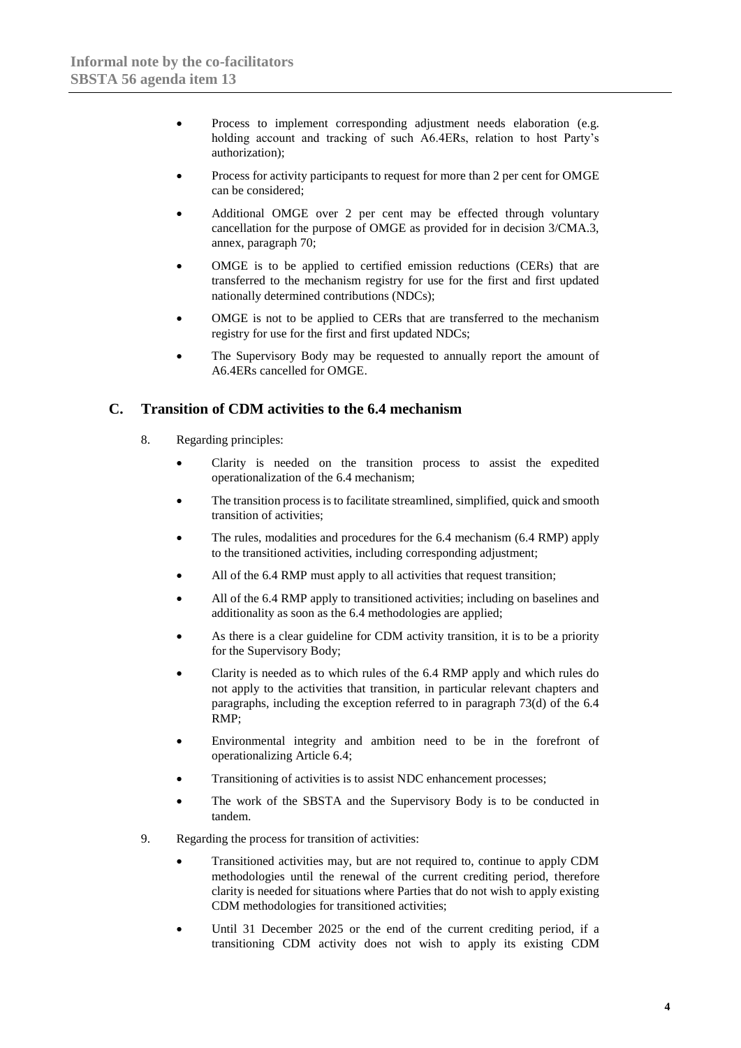- Process to implement corresponding adjustment needs elaboration (e.g. holding account and tracking of such A6.4ERs, relation to host Party's authorization);
- Process for activity participants to request for more than 2 per cent for OMGE can be considered;
- Additional OMGE over 2 per cent may be effected through voluntary cancellation for the purpose of OMGE as provided for in decision 3/CMA.3, annex, paragraph 70;
- OMGE is to be applied to certified emission reductions (CERs) that are transferred to the mechanism registry for use for the first and first updated nationally determined contributions (NDCs);
- OMGE is not to be applied to CERs that are transferred to the mechanism registry for use for the first and first updated NDCs;
- The Supervisory Body may be requested to annually report the amount of A6.4ERs cancelled for OMGE.

## C. Transition of CDM activities to the 6.4 mechanism

8. Regarding principles:

- Clarity is needed on the transition process to assist the expedited operationalization of the 6.4 mechanism;
- The transition process is to facilitate streamlined, simplified, quick and smooth transition of activities;
- The rules, modalities and procedures for the 6.4 mechanism (6.4 RMP) apply to the transitioned activities, including corresponding adjustment;
- All of the 6.4 RMP must apply to all activities that request transition;
- All of the 6.4 RMP apply to transitioned activities; including on baselines and additionality as soon as the 6.4 methodologies are applied;
- As there is a clear guideline for CDM activity transition, it is to be a priority for the Supervisory Body;
- Clarity is needed as to which rules of the 6.4 RMP apply and which rules do not apply to the activities that transition, in particular relevant chapters and paragraphs, including the exception referred to in paragraph 73(d) of the 6.4 RMP;
- Environmental integrity and ambition need to be in the forefront of operationalizing Article 6.4;
- Transitioning of activities is to assist NDC enhancement processes;
- The work of the SBSTA and the Supervisory Body is to be conducted in tandem.

9. Regarding the process for transition of activities:

- Transitioned activities may, but are not required to, continue to apply CDM methodologies until the renewal of the current crediting period, therefore clarity is needed for situations where Parties that do not wish to apply existing CDM methodologies for transitioned activities;
- Until 31 December 2025 or the end of the current crediting period, if a transitioning CDM activity does not wish to apply its existing CDM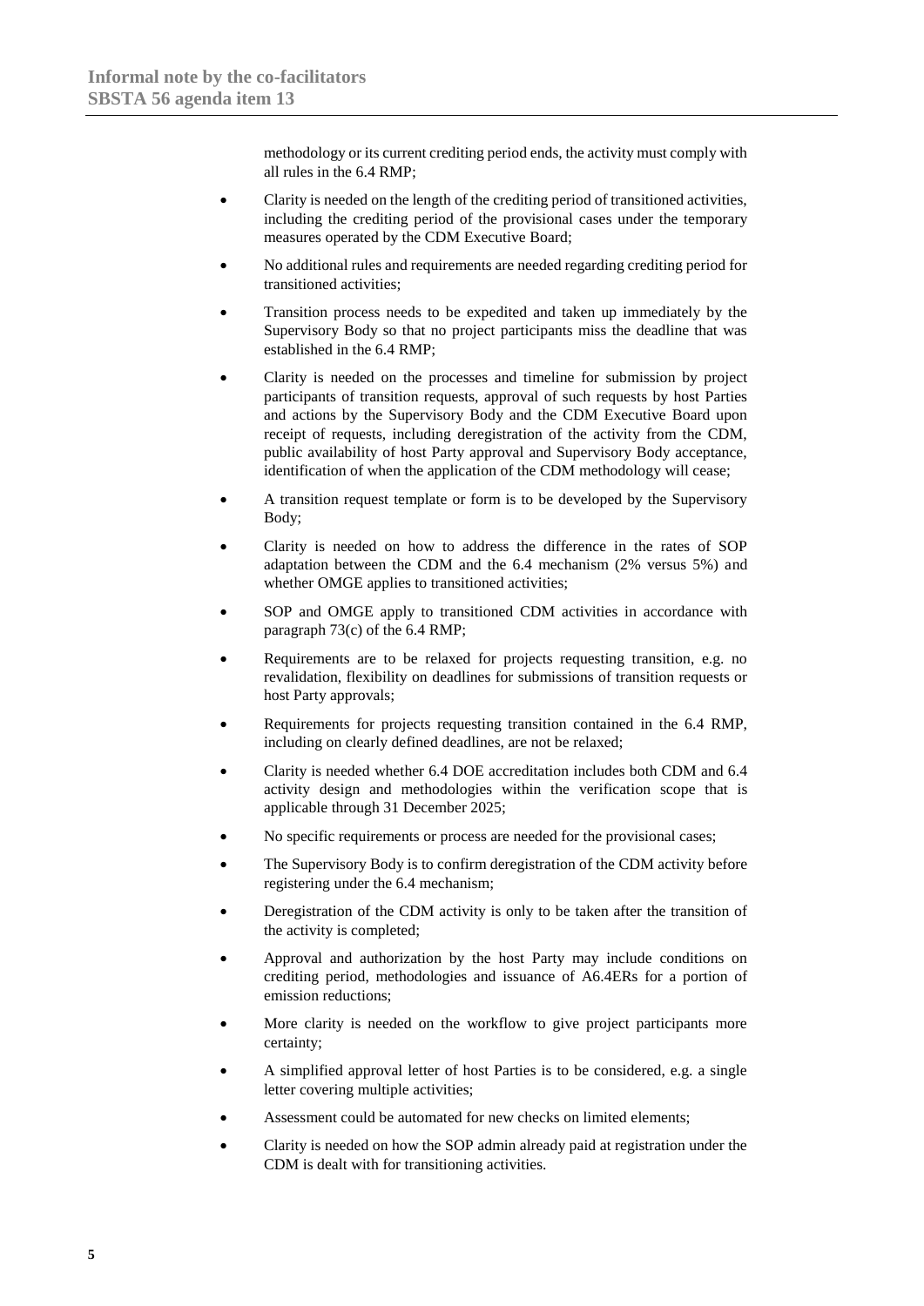methodology or its current crediting period ends, the activity must comply with all rules in the 6.4 RMP;

- Clarity is needed on the length of the crediting period of transitioned activities, including the crediting period of the provisional cases under the temporary measures operated by the CDM Executive Board;
- No additional rules and requirements are needed regarding crediting period for transitioned activities;
- Transition process needs to be expedited and taken up immediately by the Supervisory Body so that no project participants miss the deadline that was established in the 6.4 RMP;
- Clarity is needed on the processes and timeline for submission by project participants of transition requests, approval of such requests by host Parties and actions by the Supervisory Body and the CDM Executive Board upon receipt of requests, including deregistration of the activity from the CDM, public availability of host Party approval and Supervisory Body acceptance, identification of when the application of the CDM methodology will cease;
- A transition request template or form is to be developed by the Supervisory Body;
- Clarity is needed on how to address the difference in the rates of SOP adaptation between the CDM and the 6.4 mechanism (2% versus 5%) and whether OMGE applies to transitioned activities;
- SOP and OMGE apply to transitioned CDM activities in accordance with paragraph 73(c) of the 6.4 RMP;
- Requirements are to be relaxed for projects requesting transition, e.g. no revalidation, flexibility on deadlines for submissions of transition requests or host Party approvals;
- Requirements for projects requesting transition contained in the 6.4 RMP, including on clearly defined deadlines, are not be relaxed;
- Clarity is needed whether 6.4 DOE accreditation includes both CDM and 6.4 activity design and methodologies within the verification scope that is applicable through 31 December 2025;
- No specific requirements or process are needed for the provisional cases;
- The Supervisory Body is to confirm deregistration of the CDM activity before registering under the 6.4 mechanism;
- Deregistration of the CDM activity is only to be taken after the transition of the activity is completed;
- Approval and authorization by the host Party may include conditions on crediting period, methodologies and issuance of A6.4ERs for a portion of emission reductions;
- More clarity is needed on the workflow to give project participants more certainty;
- A simplified approval letter of host Parties is to be considered, e.g. a single letter covering multiple activities;
- Assessment could be automated for new checks on limited elements;
- Clarity is needed on how the SOP admin already paid at registration under the CDM is dealt with for transitioning activities.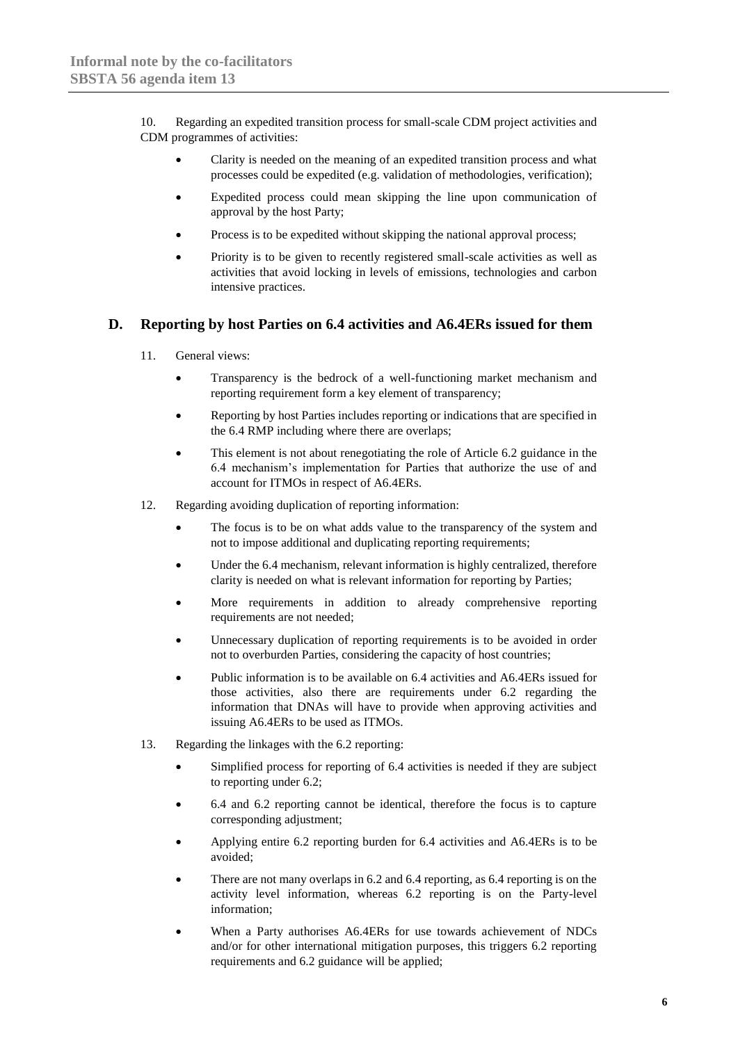10. Regarding an expedited transition process for small-scale CDM project activities and CDM programmes of activities:

- Clarity is needed on the meaning of an expedited transition process and what processes could be expedited (e.g. validation of methodologies, verification);
- Expedited process could mean skipping the line upon communication of approval by the host Party;
- Process is to be expedited without skipping the national approval process;
- Priority is to be given to recently registered small-scale activities as well as activities that avoid locking in levels of emissions, technologies and carbon intensive practices.

## D. Reporting by host Parties on 6.4 activities and A6.4ERs issued for them

11. General views:

- Transparency is the bedrock of a well-functioning market mechanism and reporting requirement form a key element of transparency;
- Reporting by host Parties includes reporting or indications that are specified in the 6.4 RMP including where there are overlaps;
- This element is not about renegotiating the role of Article 6.2 guidance in the 6.4 mechanism's implementation for Parties that authorize the use of and account for ITMOs in respect of A6.4ERs.

12. Regarding avoiding duplication of reporting information:

- The focus is to be on what adds value to the transparency of the system and not to impose additional and duplicating reporting requirements;
- Under the 6.4 mechanism, relevant information is highly centralized, therefore clarity is needed on what is relevant information for reporting by Parties;
- More requirements in addition to already comprehensive reporting requirements are not needed;
- Unnecessary duplication of reporting requirements is to be avoided in order not to overburden Parties, considering the capacity of host countries;
- Public information is to be available on 6.4 activities and A6.4ERs issued for those activities, also there are requirements under 6.2 regarding the information that DNAs will have to provide when approving activities and issuing A6.4ERs to be used as ITMOs.

13. Regarding the linkages with the 6.2 reporting:

- Simplified process for reporting of 6.4 activities is needed if they are subject to reporting under 6.2;
- 6.4 and 6.2 reporting cannot be identical, therefore the focus is to capture corresponding adjustment;
- Applying entire 6.2 reporting burden for 6.4 activities and A6.4ERs is to be avoided;
- There are not many overlaps in 6.2 and 6.4 reporting, as 6.4 reporting is on the activity level information, whereas 6.2 reporting is on the Party-level information;
- When a Party authorises A6.4ERs for use towards achievement of NDCs and/or for other international mitigation purposes, this triggers 6.2 reporting requirements and 6.2 guidance will be applied;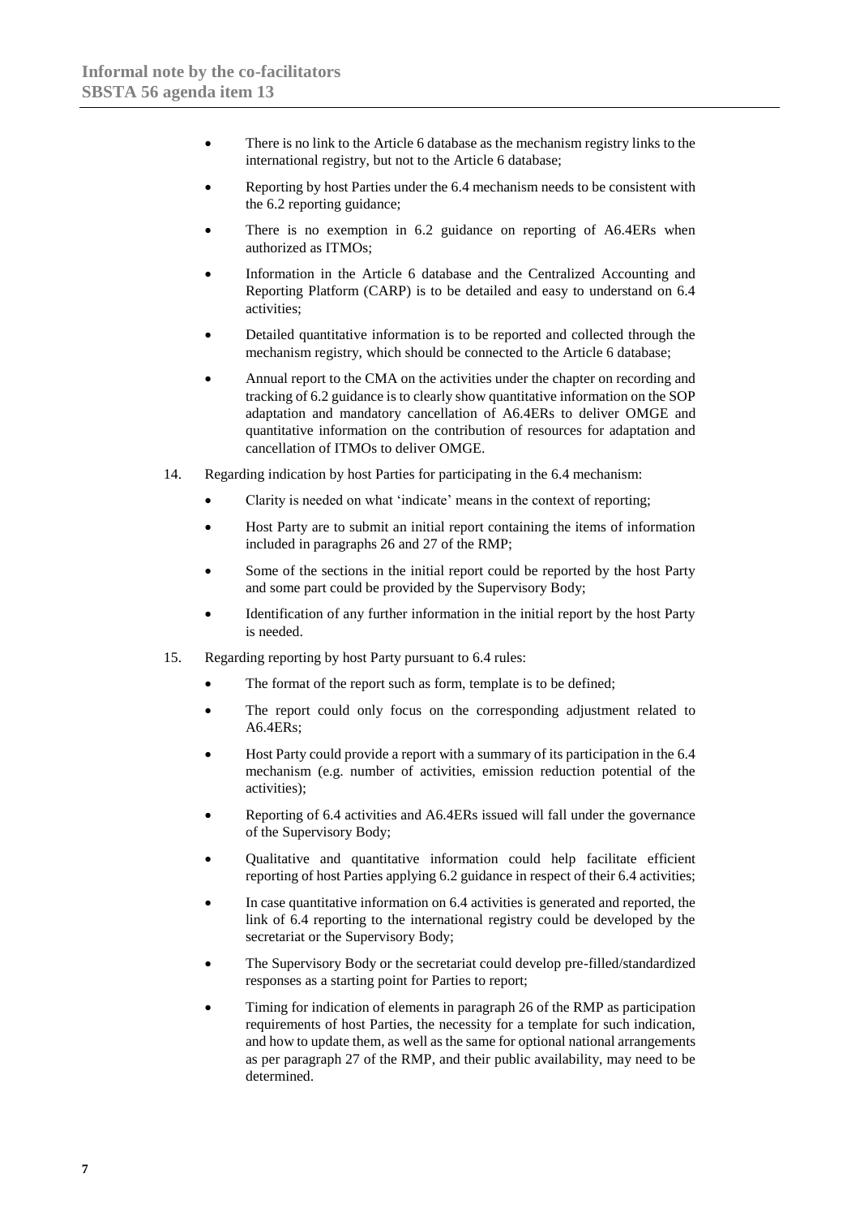- There is no link to the Article 6 database as the mechanism registry links to the international registry, but not to the Article 6 database;
- Reporting by host Parties under the 6.4 mechanism needs to be consistent with the 6.2 reporting guidance;
- There is no exemption in 6.2 guidance on reporting of A6.4ERs when authorized as ITMOs;
- Information in the Article 6 database and the Centralized Accounting and Reporting Platform (CARP) is to be detailed and easy to understand on 6.4 activities;
- Detailed quantitative information is to be reported and collected through the mechanism registry, which should be connected to the Article 6 database;
- Annual report to the CMA on the activities under the chapter on recording and tracking of 6.2 guidance is to clearly show quantitative information on the SOP adaptation and mandatory cancellation of A6.4ERs to deliver OMGE and quantitative information on the contribution of resources for adaptation and cancellation of ITMOs to deliver OMGE.

14. Regarding indication by host Parties for participating in the 6.4 mechanism:

- Clarity is needed on what 'indicate' means in the context of reporting;
- Host Party are to submit an initial report containing the items of information included in paragraphs 26 and 27 of the RMP;
- Some of the sections in the initial report could be reported by the host Party and some part could be provided by the Supervisory Body;
- Identification of any further information in the initial report by the host Party is needed.

15. Regarding reporting by host Party pursuant to 6.4 rules:

- The format of the report such as form, template is to be defined;
- The report could only focus on the corresponding adjustment related to A6.4ERs;
- Host Party could provide a report with a summary of its participation in the 6.4 mechanism (e.g. number of activities, emission reduction potential of the activities);
- Reporting of 6.4 activities and A6.4ERs issued will fall under the governance of the Supervisory Body;
- Qualitative and quantitative information could help facilitate efficient reporting of host Parties applying 6.2 guidance in respect of their 6.4 activities;
- In case quantitative information on 6.4 activities is generated and reported, the link of 6.4 reporting to the international registry could be developed by the secretariat or the Supervisory Body;
- The Supervisory Body or the secretariat could develop pre-filled/standardized responses as a starting point for Parties to report;
- Timing for indication of elements in paragraph 26 of the RMP as participation requirements of host Parties, the necessity for a template for such indication, and how to update them, as well as the same for optional national arrangements as per paragraph 27 of the RMP, and their public availability, may need to be determined.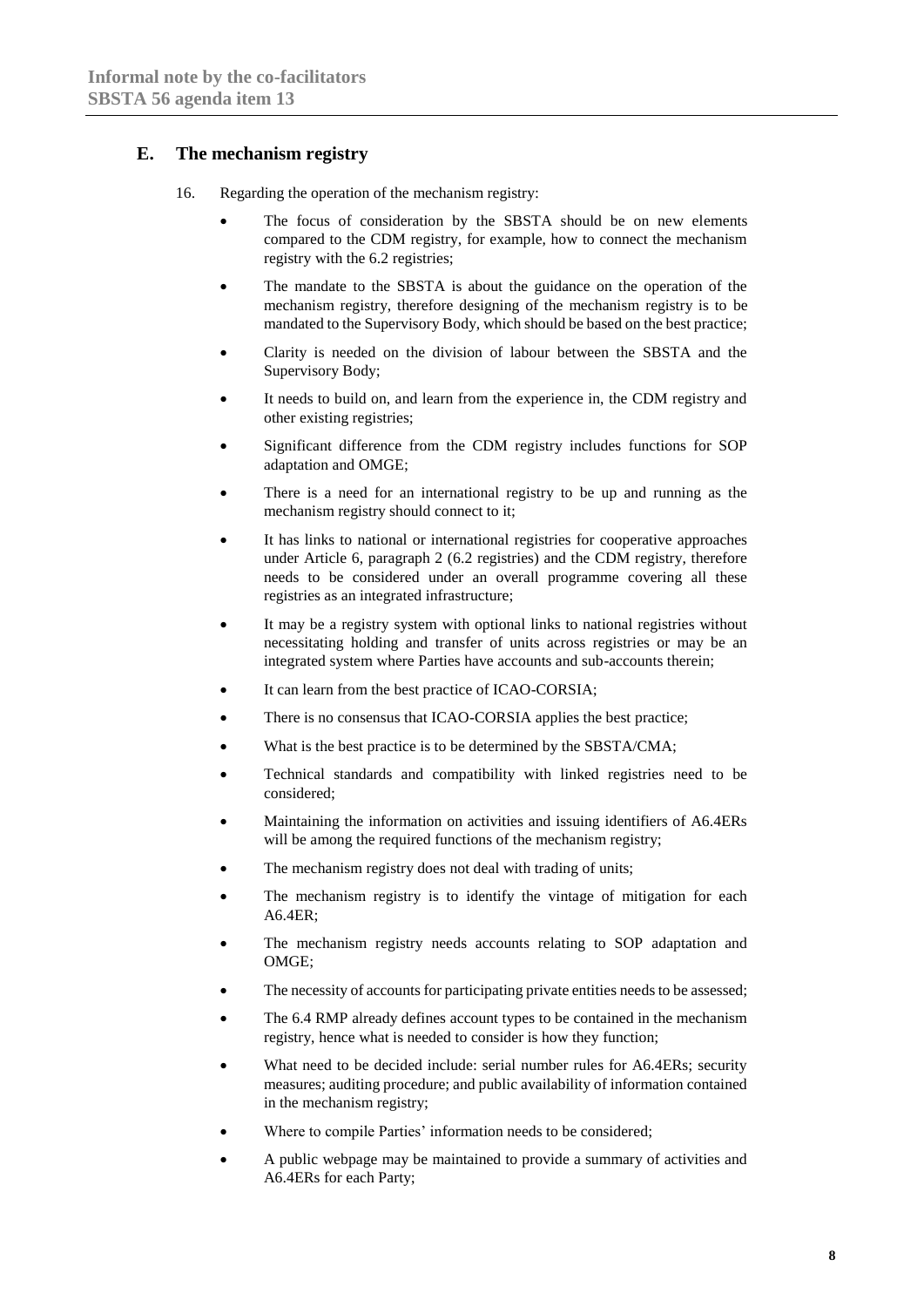## E. The mechanism registry

16. Regarding the operation of the mechanism registry:

- The focus of consideration by the SBSTA should be on new elements compared to the CDM registry, for example, how to connect the mechanism registry with the 6.2 registries;
- The mandate to the SBSTA is about the guidance on the operation of the mechanism registry, therefore designing of the mechanism registry is to be mandated to the Supervisory Body, which should be based on the best practice;
- Clarity is needed on the division of labour between the SBSTA and the Supervisory Body;
- It needs to build on, and learn from the experience in, the CDM registry and other existing registries;
- Significant difference from the CDM registry includes functions for SOP adaptation and OMGE;
- There is a need for an international registry to be up and running as the mechanism registry should connect to it;
- It has links to national or international registries for cooperative approaches under Article 6, paragraph 2 (6.2 registries) and the CDM registry, therefore needs to be considered under an overall programme covering all these registries as an integrated infrastructure;
- It may be a registry system with optional links to national registries without necessitating holding and transfer of units across registries or may be an integrated system where Parties have accounts and sub-accounts therein;
- It can learn from the best practice of ICAO-CORSIA;
- There is no consensus that ICAO-CORSIA applies the best practice;
- What is the best practice is to be determined by the SBSTA/CMA;
- Technical standards and compatibility with linked registries need to be considered;
- Maintaining the information on activities and issuing identifiers of A6.4ERs will be among the required functions of the mechanism registry;
- The mechanism registry does not deal with trading of units;
- The mechanism registry is to identify the vintage of mitigation for each A6.4ER;
- The mechanism registry needs accounts relating to SOP adaptation and OMGE;
- The necessity of accounts for participating private entities needs to be assessed;
- The 6.4 RMP already defines account types to be contained in the mechanism registry, hence what is needed to consider is how they function;
- What need to be decided include: serial number rules for A6.4ERs; security measures; auditing procedure; and public availability of information contained in the mechanism registry;
- Where to compile Parties' information needs to be considered;
- A public webpage may be maintained to provide a summary of activities and A6.4ERs for each Party;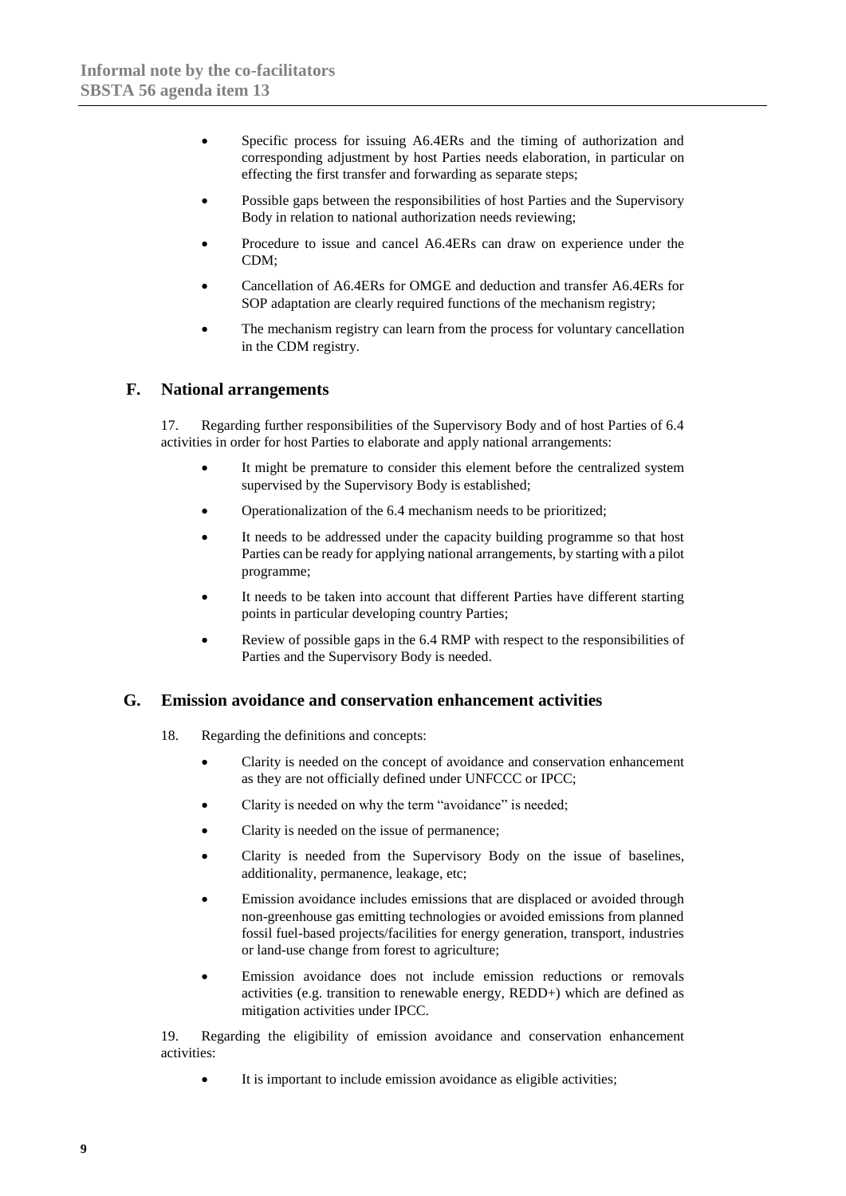- Specific process for issuing A6.4ERs and the timing of authorization and corresponding adjustment by host Parties needs elaboration, in particular on effecting the first transfer and forwarding as separate steps;
- Possible gaps between the responsibilities of host Parties and the Supervisory Body in relation to national authorization needs reviewing;
- Procedure to issue and cancel A6.4ERs can draw on experience under the CDM;
- Cancellation of A6.4ERs for OMGE and deduction and transfer A6.4ERs for SOP adaptation are clearly required functions of the mechanism registry;
- The mechanism registry can learn from the process for voluntary cancellation in the CDM registry.

## F. National arrangements

17. Regarding further responsibilities of the Supervisory Body and of host Parties of 6.4 activities in order for host Parties to elaborate and apply national arrangements:

- It might be premature to consider this element before the centralized system supervised by the Supervisory Body is established;
- Operationalization of the 6.4 mechanism needs to be prioritized;
- It needs to be addressed under the capacity building programme so that host Parties can be ready for applying national arrangements, by starting with a pilot programme;
- It needs to be taken into account that different Parties have different starting points in particular developing country Parties;
- Review of possible gaps in the 6.4 RMP with respect to the responsibilities of Parties and the Supervisory Body is needed.

## G. Emission avoidance and conservation enhancement activities

18. Regarding the definitions and concepts:

- Clarity is needed on the concept of avoidance and conservation enhancement as they are not officially defined under UNFCCC or IPCC;
- Clarity is needed on why the term "avoidance" is needed;
- Clarity is needed on the issue of permanence;
- Clarity is needed from the Supervisory Body on the issue of baselines, additionality, permanence, leakage, etc;
- Emission avoidance includes emissions that are displaced or avoided through non-greenhouse gas emitting technologies or avoided emissions from planned fossil fuel-based projects/facilities for energy generation, transport, industries or land-use change from forest to agriculture;
- Emission avoidance does not include emission reductions or removals activities (e.g. transition to renewable energy, REDD+) which are defined as mitigation activities under IPCC.

19. Regarding the eligibility of emission avoidance and conservation enhancement activities:

- It is important to include emission avoidance as eligible activities;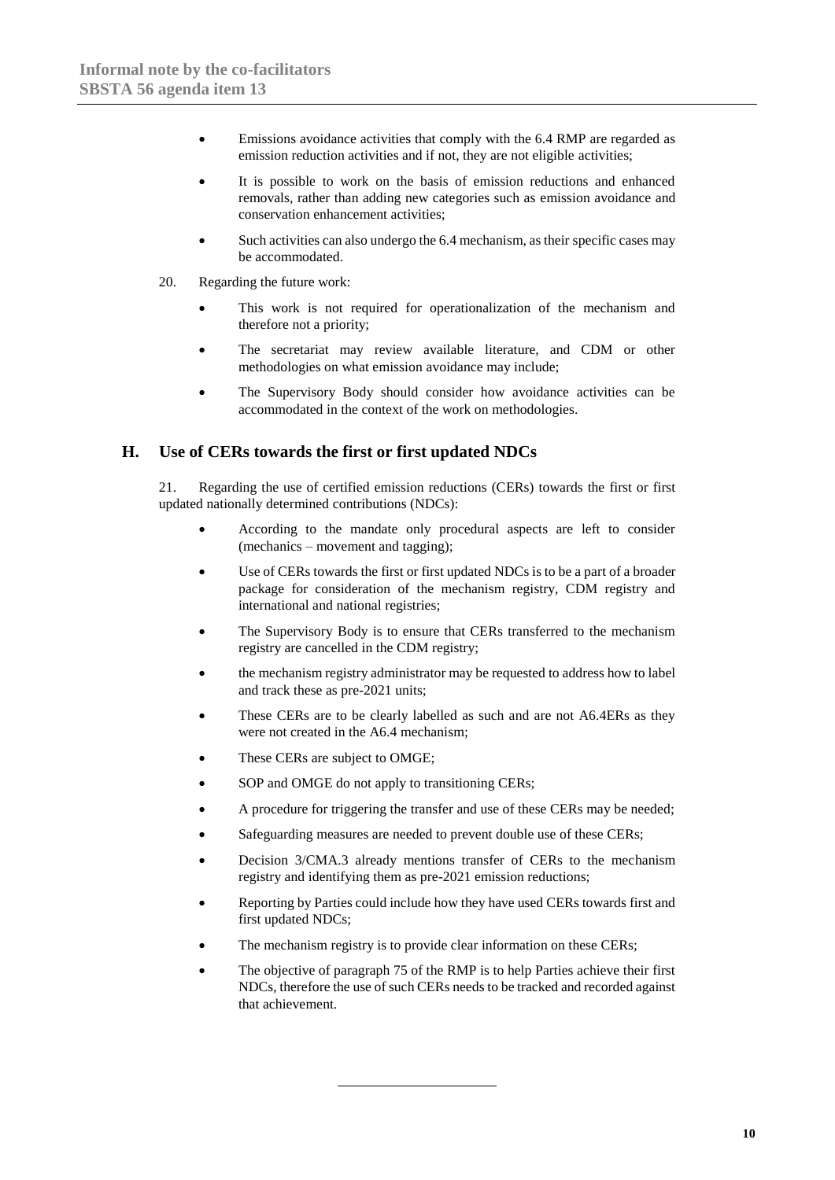- Emissions avoidance activities that comply with the 6.4 RMP are regarded as emission reduction activities and if not, they are not eligible activities;
- It is possible to work on the basis of emission reductions and enhanced removals, rather than adding new categories such as emission avoidance and conservation enhancement activities;
- Such activities can also undergo the 6.4 mechanism, as their specific cases may be accommodated.

20. Regarding the future work:

- This work is not required for operationalization of the mechanism and therefore not a priority;
- The secretariat may review available literature, and CDM or other methodologies on what emission avoidance may include;
- The Supervisory Body should consider how avoidance activities can be accommodated in the context of the work on methodologies.

## H. Use of CERs towards the first or first updated NDCs

21. Regarding the use of certified emission reductions (CERs) towards the first or first updated nationally determined contributions (NDCs):

- According to the mandate only procedural aspects are left to consider (mechanics – movement and tagging);
- Use of CERs towards the first or first updated NDCs is to be a part of a broader package for consideration of the mechanism registry, CDM registry and international and national registries;
- The Supervisory Body is to ensure that CERs transferred to the mechanism registry are cancelled in the CDM registry;
- the mechanism registry administrator may be requested to address how to label and track these as pre-2021 units;
- These CERs are to be clearly labelled as such and are not A6.4ERs as they were not created in the A6.4 mechanism;
- These CERs are subject to OMGE;
- SOP and OMGE do not apply to transitioning CERs;
- A procedure for triggering the transfer and use of these CERs may be needed;
- Safeguarding measures are needed to prevent double use of these CERs;
- Decision 3/CMA.3 already mentions transfer of CERs to the mechanism registry and identifying them as pre-2021 emission reductions;
- Reporting by Parties could include how they have used CERs towards first and first updated NDCs;
- The mechanism registry is to provide clear information on these CERs;
- The objective of paragraph 75 of the RMP is to help Parties achieve their first NDCs, therefore the use of such CERs needs to be tracked and recorded against that achievement.